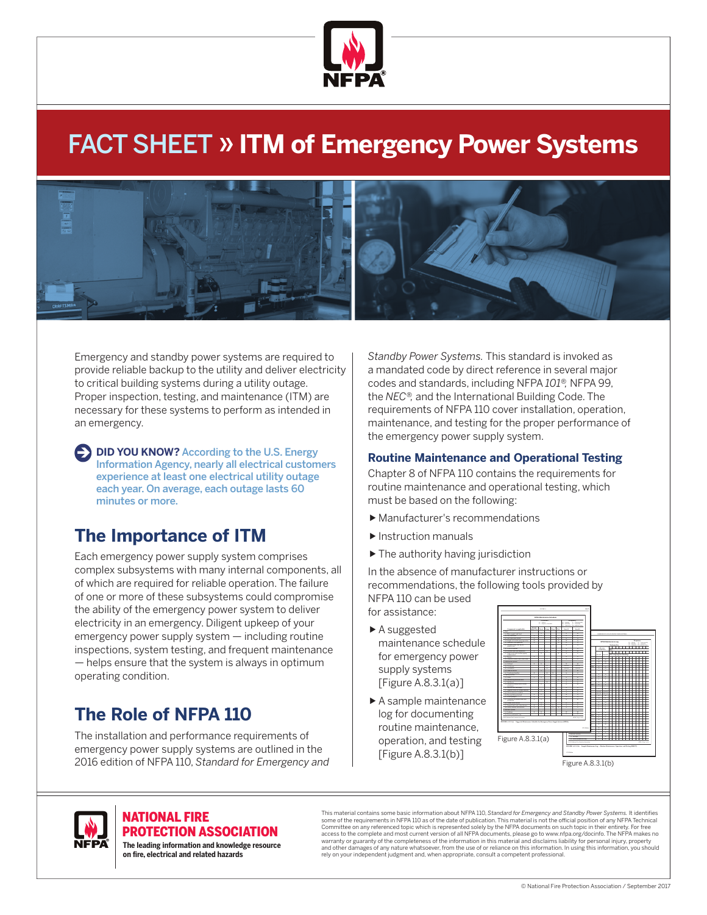# FACT SHEET » ITM of Emergency Power Systems

Emergency and standby power systems are required to provide reliable backup to the utility and deliver electricity to critical building systems during a utility outage. Proper inspection, testing, and maintenance (ITM) are necessary for these systems to perform as intended in an emergency.

**DID YOU KNOW?** According to the U.S. Energy Information Agency, nearly all electrical customers experience at least one electrical utility outage each year. On average, each outage lasts 60 minutes or more.

## The Importance of ITM

Each emergency power supply system comprises complex subsystems with many internal components, all of which are required for reliable operation. The failure of one or more of these subsystems could compromise the ability of the emergency power system to deliver electricity in an emergency. Diligent upkeep of your emergency power supply system — including routine inspections, system testing, and frequent maintenance — helps ensure that the system is always in optimum operating condition.

## The Role of NFPA 110

The installation and performance requirements of emergency power supply systems are outlined in the 2016 edition of NFPA 110, *Standard for Emergency and Standby Power Systems.* This standard is invoked as a mandated code by direct reference in several major codes and standards, including NFPA *101®,* NFPA 99, the *NEC®,* and the International Building Code. The requirements of NFPA 110 cover installation, operation, maintenance, and testing for the proper performance of the emergency power supply system.

### Routine Maintenance and Operational Testing

Chapter 8 of NFPA 110 contains the requirements for routine maintenance and operational testing, which must be based on the following:

- Manufacturer's recommendations
- Instruction manuals
- The authority having jurisdiction

In the absence of manufacturer instructions or recommendations, the following tools provided by NFPA 110 can be used for assistance:

- A suggested maintenance schedule for emergency power supply systems [Figure A.8.3.1(a)]
- A sample maintenance log for documenting routine maintenance, operation, and testing [Figure A.8.3.1(b)]

Figure A.8.3.1(a)

Figure A.8.3.1(b)

**NATIONAL FIRE PROTECTION ASSOCIATION**

**The leading information and knowledge resource on fire, electrical and related hazards**

This material contains some basic information about NFPA 110, *Standard for Emergency and Standby Power Systems.* It identifies some of the requirements in NFPA 110 as of the date of publication. This material is not the official position of any NFPA Technical Committee on any referenced topic which is represented solely by the NFPA documents on such topic in their entirety. For free access to the complete and most current version of all NFPA documents, please go to www.nfpa.org/docinfo. The NFPA makes no warranty or guaranty of the completeness of the information in this material and disclaims liability for personal injury, property and other damages of any nature whatsoever, from the use of or reliance on this information. In using this information, you should rely on your independent judgment and, when appropriate, consult a competent professional.

© National Fire Protection Association / September 2017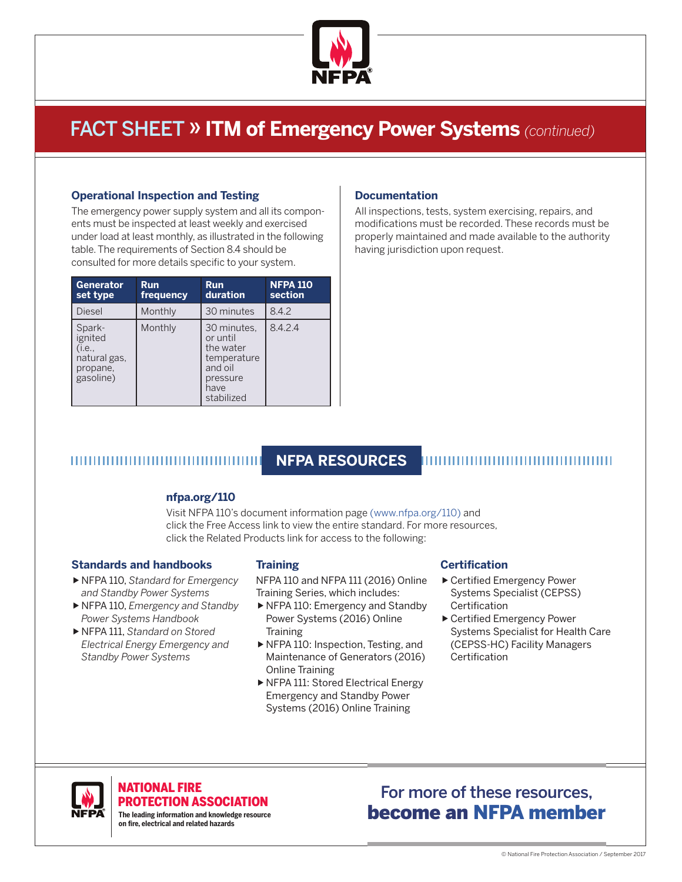# FACT SHEET » ITM of Emergency Power Systems *(continued)*

### Operational Inspection and Testing

The emergency power supply system and all its components must be inspected at least weekly and exercised under load at least monthly, as illustrated in the following table. The requirements of Section 8.4 should be consulted for more details specific to your system.

| Generator set type | Run frequency | Run duration | NFPA 110 section |
|---|---|---|---|
| Diesel | Monthly | 30 minutes | 8.4.2 |
| Spark-ignited (i.e., natural gas, propane, gasoline) | Monthly | 30 minutes, or until the water temperature and oil pressure have stabilized | 8.4.2.4 |

### Documentation

All inspections, tests, system exercising, repairs, and modifications must be recorded. These records must be properly maintained and made available to the authority having jurisdiction upon request.

## NFPA RESOURCES

### nfpa.org/110

Visit NFPA 110's document information page (www.nfpa.org/110) and click the Free Access link to view the entire standard. For more resources, click the Related Products link for access to the following:

### Standards and handbooks

- NFPA 110, *Standard for Emergency and Standby Power Systems*
- NFPA 110, *Emergency and Standby Power Systems Handbook*
- NFPA 111, *Standard on Stored Electrical Energy Emergency and Standby Power Systems*

### Training

NFPA 110 and NFPA 111 (2016) Online Training Series, which includes:

- NFPA 110: Emergency and Standby Power Systems (2016) Online Training
- NFPA 110: Inspection, Testing, and Maintenance of Generators (2016) Online Training
- NFPA 111: Stored Electrical Energy Emergency and Standby Power Systems (2016) Online Training

### Certification

- Certified Emergency Power Systems Specialist (CEPSS) Certification
- Certified Emergency Power Systems Specialist for Health Care (CEPSS-HC) Facility Managers Certification

**NATIONAL FIRE PROTECTION ASSOCIATION**
The leading information and knowledge resource on fire, electrical and related hazards

For more of these resources, **become an NFPA member**

© National Fire Protection Association / September 2017